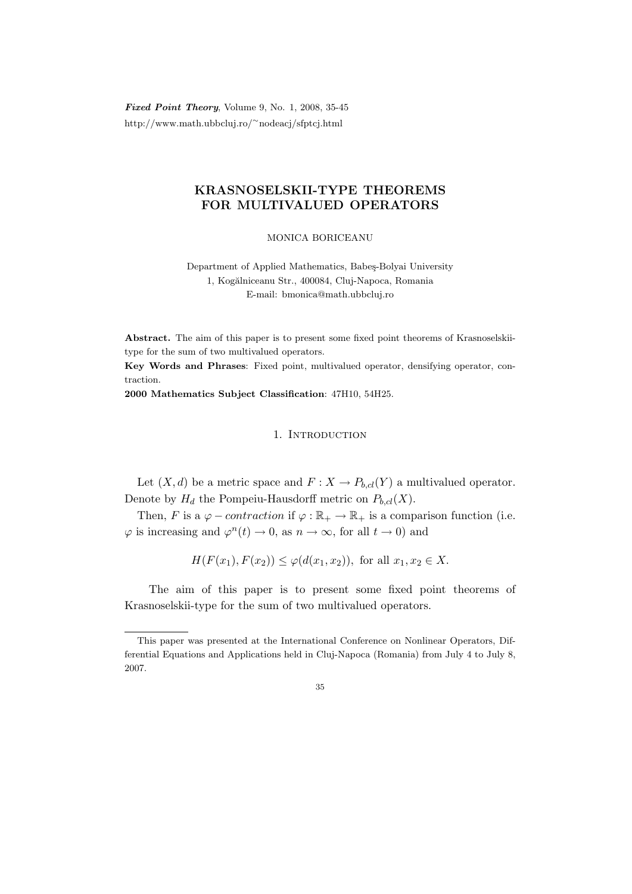# KRASNOSELSKII-TYPE THEOREMS FOR MULTIVALUED OPERATORS

MONICA BORICEANU

Department of Applied Mathematics, Babeş-Bolyai University
1, Kogălniceanu Str., 400084, Cluj-Napoca, Romania
E-mail: bmonica@math.ubbcluj.ro

**Abstract.** The aim of this paper is to present some fixed point theorems of Krasnoselskii-type for the sum of two multivalued operators.

**Key Words and Phrases**: Fixed point, multivalued operator, densifying operator, contraction.

**2000 Mathematics Subject Classification**: 47H10, 54H25.

## 1. Introduction

Let $(X, d)$ be a metric space and $F : X \to P_{b,cl}(Y)$ a multivalued operator. Denote by $H_d$ the Pompeiu-Hausdorff metric on $P_{b,cl}(X)$.

Then, $F$ is a $\varphi - contraction$ if $\varphi : \mathbb{R}_+ \to \mathbb{R}_+$ is a comparison function (i.e. $\varphi$ is increasing and $\varphi^n(t) \to 0$, as $n \to \infty$, for all $t \to 0$) and

$$H(F(x_1), F(x_2)) \leq \varphi(d(x_1, x_2)), \text{ for all } x_1, x_2 \in X.$$

The aim of this paper is to present some fixed point theorems of Krasnoselskii-type for the sum of two multivalued operators.

This paper was presented at the International Conference on Nonlinear Operators, Differential Equations and Applications held in Cluj-Napoca (Romania) from July 4 to July 8, 2007.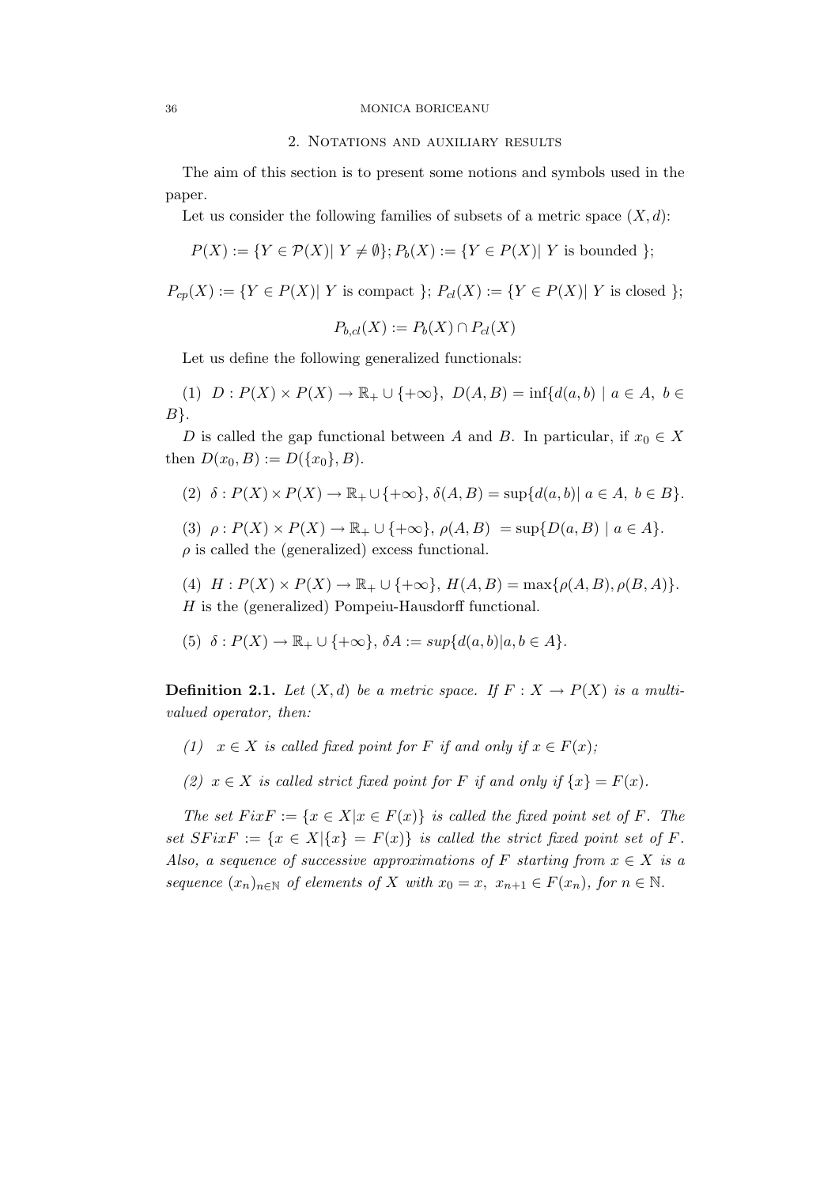## 2. Notations and auxiliary results

The aim of this section is to present some notions and symbols used in the paper.

Let us consider the following families of subsets of a metric space $(X, d)$:

$$P(X) := \{Y \in \mathcal{P}(X)|\ Y \neq \emptyset\}; P_b(X) := \{Y \in P(X)|\ Y \text{ is bounded }\};$$

$$P_{cp}(X) := \{Y \in P(X)|\ Y \text{ is compact }\};\ P_{cl}(X) := \{Y \in P(X)|\ Y \text{ is closed }\};$$

$$P_{b,cl}(X) := P_b(X) \cap P_{cl}(X)$$

Let us define the following generalized functionals:

(1) $D : P(X) \times P(X) \to \mathbb{R}_+ \cup \{+\infty\},\ D(A, B) = \inf\{d(a, b) \mid a \in A,\ b \in B\}$.

$D$ is called the gap functional between $A$ and $B$. In particular, if $x_0 \in X$ then $D(x_0, B) := D(\{x_0\}, B)$.

(2) $\delta : P(X) \times P(X) \to \mathbb{R}_+ \cup \{+\infty\},\ \delta(A, B) = \sup\{d(a, b)|\ a \in A,\ b \in B\}$.

(3) $\rho : P(X) \times P(X) \to \mathbb{R}_+ \cup \{+\infty\},\ \rho(A, B) = \sup\{D(a, B) \mid a \in A\}$.
$\rho$ is called the (generalized) excess functional.

(4) $H : P(X) \times P(X) \to \mathbb{R}_+ \cup \{+\infty\},\ H(A, B) = \max\{\rho(A, B), \rho(B, A)\}$.
$H$ is the (generalized) Pompeiu-Hausdorff functional.

(5) $\delta : P(X) \to \mathbb{R}_+ \cup \{+\infty\},\ \delta A := sup\{d(a, b)|a, b \in A\}$.

**Definition 2.1.** *Let $(X, d)$ be a metric space. If $F : X \to P(X)$ is a multivalued operator, then:*

*(1) $x \in X$ is called fixed point for $F$ if and only if $x \in F(x)$;*

*(2) $x \in X$ is called strict fixed point for $F$ if and only if $\{x\} = F(x)$.*

*The set $FixF := \{x \in X|x \in F(x)\}$ is called the fixed point set of $F$. The set $SFixF := \{x \in X|\{x\} = F(x)\}$ is called the strict fixed point set of $F$. Also, a sequence of successive approximations of $F$ starting from $x \in X$ is a sequence $(x_n)_{n\in\mathbb{N}}$ of elements of $X$ with $x_0 = x,\ x_{n+1} \in F(x_n)$, for $n \in \mathbb{N}$.*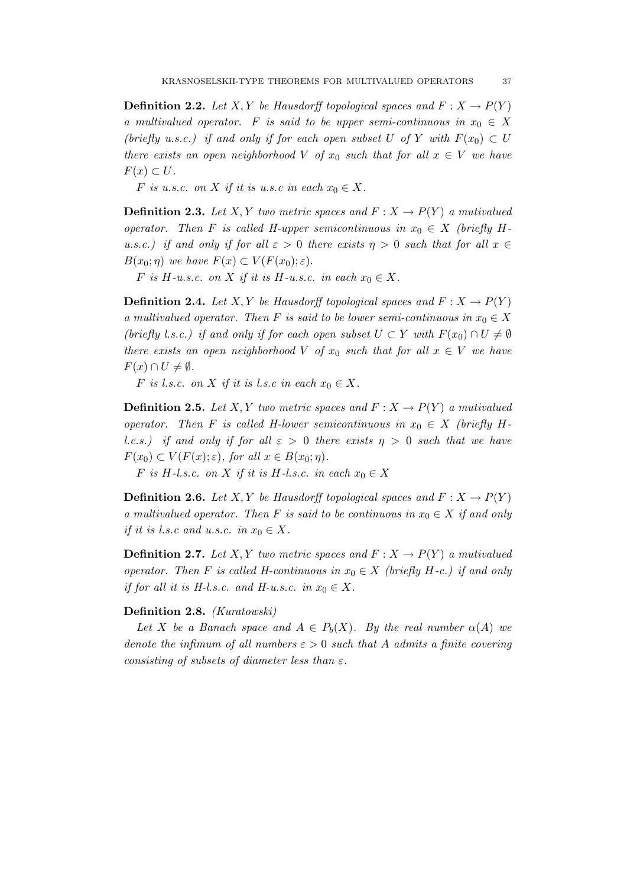**Definition 2.2.** *Let $X, Y$ be Hausdorff topological spaces and $F : X \to P(Y)$ a multivalued operator. $F$ is said to be upper semi-continuous in $x_0 \in X$ (briefly u.s.c.) if and only if for each open subset $U$ of $Y$ with $F(x_0) \subset U$ there exists an open neighborhood $V$ of $x_0$ such that for all $x \in V$ we have $F(x) \subset U$.*

*$F$ is u.s.c. on $X$ if it is u.s.c in each $x_0 \in X$.*

**Definition 2.3.** *Let $X, Y$ two metric spaces and $F : X \to P(Y)$ a mutivalued operator. Then $F$ is called H-upper semicontinuous in $x_0 \in X$ (briefly H-u.s.c.) if and only if for all $\varepsilon > 0$ there exists $\eta > 0$ such that for all $x \in B(x_0; \eta)$ we have $F(x) \subset V(F(x_0); \varepsilon)$.*

*$F$ is H-u.s.c. on $X$ if it is H-u.s.c. in each $x_0 \in X$.*

**Definition 2.4.** *Let $X, Y$ be Hausdorff topological spaces and $F : X \to P(Y)$ a multivalued operator. Then $F$ is said to be lower semi-continuous in $x_0 \in X$ (briefly l.s.c.) if and only if for each open subset $U \subset Y$ with $F(x_0) \cap U \neq \emptyset$ there exists an open neighborhood $V$ of $x_0$ such that for all $x \in V$ we have $F(x) \cap U \neq \emptyset$.*

*$F$ is l.s.c. on $X$ if it is l.s.c in each $x_0 \in X$.*

**Definition 2.5.** *Let $X, Y$ two metric spaces and $F : X \to P(Y)$ a mutivalued operator. Then $F$ is called H-lower semicontinuous in $x_0 \in X$ (briefly H-l.c.s.) if and only if for all $\varepsilon > 0$ there exists $\eta > 0$ such that we have $F(x_0) \subset V(F(x); \varepsilon)$, for all $x \in B(x_0; \eta)$.*

*$F$ is H-l.s.c. on $X$ if it is H-l.s.c. in each $x_0 \in X$*

**Definition 2.6.** *Let $X, Y$ be Hausdorff topological spaces and $F : X \to P(Y)$ a multivalued operator. Then $F$ is said to be continuous in $x_0 \in X$ if and only if it is l.s.c and u.s.c. in $x_0 \in X$.*

**Definition 2.7.** *Let $X, Y$ two metric spaces and $F : X \to P(Y)$ a mutivalued operator. Then $F$ is called H-continuous in $x_0 \in X$ (briefly H-c.) if and only if for all it is H-l.s.c. and H-u.s.c. in $x_0 \in X$.*

**Definition 2.8.** *(Kuratowski)*

*Let $X$ be a Banach space and $A \in P_b(X)$. By the real number $\alpha(A)$ we denote the infimum of all numbers $\varepsilon > 0$ such that $A$ admits a finite covering consisting of subsets of diameter less than $\varepsilon$.*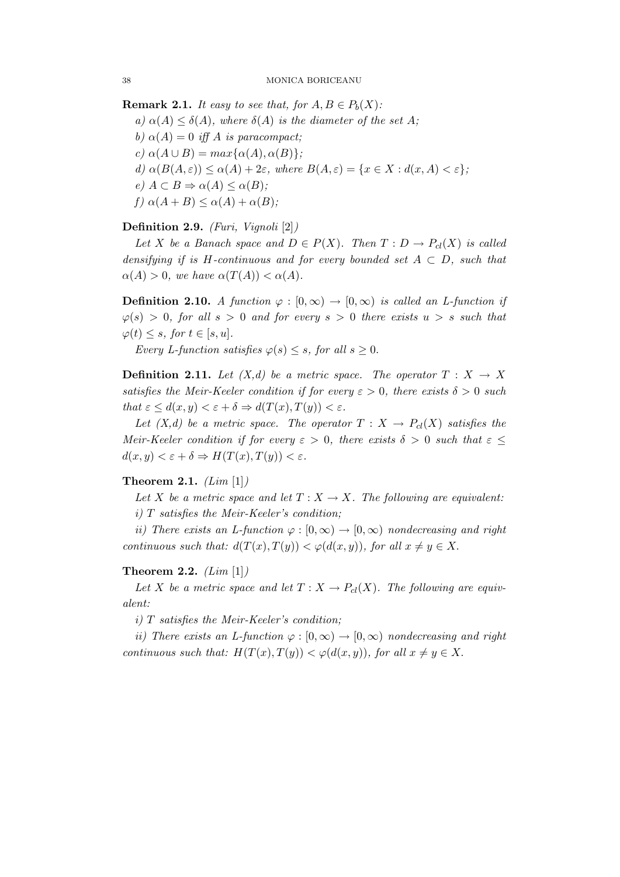**Remark 2.1.** *It easy to see that, for $A, B \in P_b(X)$:*

*a)* $\alpha(A) \leq \delta(A)$*, where* $\delta(A)$ *is the diameter of the set* $A$*;*

*b)* $\alpha(A) = 0$ *iff* $A$ *is paracompact;*

*c)* $\alpha(A \cup B) = max\{\alpha(A), \alpha(B)\}$*;*

*d)* $\alpha(B(A, \varepsilon)) \leq \alpha(A) + 2\varepsilon$*, where* $B(A, \varepsilon) = \{x \in X : d(x, A) < \varepsilon\}$*;*

*e)* $A \subset B \Rightarrow \alpha(A) \leq \alpha(B)$*;*

*f)* $\alpha(A + B) \leq \alpha(A) + \alpha(B)$*;*

**Definition 2.9.** *(Furi, Vignoli [2])*

*Let* $X$ *be a Banach space and* $D \in P(X)$*. Then* $T : D \to P_{cl}(X)$ *is called densifying if is H-continuous and for every bounded set* $A \subset D$*, such that* $\alpha(A) > 0$*, we have* $\alpha(T(A)) < \alpha(A)$*.*

**Definition 2.10.** *A function* $\varphi : [0, \infty) \to [0, \infty)$ *is called an L-function if* $\varphi(s) > 0$*, for all* $s > 0$ *and for every* $s > 0$ *there exists* $u > s$ *such that* $\varphi(t) \leq s$*, for* $t \in [s, u]$*.*

*Every L-function satisfies* $\varphi(s) \leq s$*, for all* $s \geq 0$*.*

**Definition 2.11.** *Let (X,d) be a metric space. The operator* $T : X \to X$ *satisfies the Meir-Keeler condition if for every* $\varepsilon > 0$*, there exists* $\delta > 0$ *such that* $\varepsilon \leq d(x, y) < \varepsilon + \delta \Rightarrow d(T(x), T(y)) < \varepsilon$*.*

*Let (X,d) be a metric space. The operator* $T : X \to P_{cl}(X)$ *satisfies the Meir-Keeler condition if for every* $\varepsilon > 0$*, there exists* $\delta > 0$ *such that* $\varepsilon \leq d(x, y) < \varepsilon + \delta \Rightarrow H(T(x), T(y)) < \varepsilon$*.*

**Theorem 2.1.** *(Lim [1])*

*Let* $X$ *be a metric space and let* $T : X \to X$*. The following are equivalent:*

*i)* $T$ *satisfies the Meir-Keeler's condition;*

*ii) There exists an L-function* $\varphi : [0, \infty) \to [0, \infty)$ *nondecreasing and right continuous such that:* $d(T(x), T(y)) < \varphi(d(x, y))$*, for all* $x \neq y \in X$*.*

**Theorem 2.2.** *(Lim [1])*

*Let* $X$ *be a metric space and let* $T : X \to P_{cl}(X)$*. The following are equivalent:*

*i)* $T$ *satisfies the Meir-Keeler's condition;*

*ii) There exists an L-function* $\varphi : [0, \infty) \to [0, \infty)$ *nondecreasing and right continuous such that:* $H(T(x), T(y)) < \varphi(d(x, y))$*, for all* $x \neq y \in X$*.*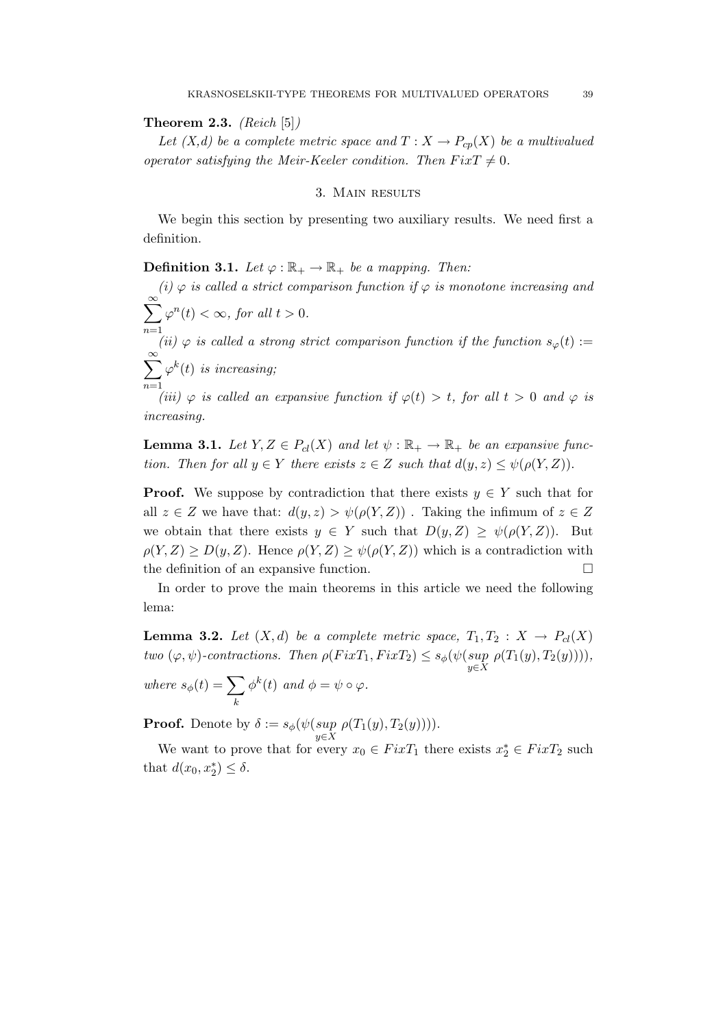**Theorem 2.3.** *(Reich [5])*

*Let (X,d) be a complete metric space and $T : X \to P_{cp}(X)$ be a multivalued operator satisfying the Meir-Keeler condition. Then $FixT \neq 0$.*

## 3. Main results

We begin this section by presenting two auxiliary results. We need first a definition.

**Definition 3.1.** *Let $\varphi : \mathbb{R}_+ \to \mathbb{R}_+$ be a mapping. Then:*

*(i) $\varphi$ is called a strict comparison function if $\varphi$ is monotone increasing and $\sum_{n=1}^{\infty} \varphi^n(t) < \infty$, for all $t > 0$.*

*(ii) $\varphi$ is called a strong strict comparison function if the function $s_\varphi(t) := \sum_{n=1}^{\infty} \varphi^k(t)$ is increasing;*

*(iii) $\varphi$ is called an expansive function if $\varphi(t) > t$, for all $t > 0$ and $\varphi$ is increasing.*

**Lemma 3.1.** *Let $Y, Z \in P_{cl}(X)$ and let $\psi : \mathbb{R}_+ \to \mathbb{R}_+$ be an expansive function. Then for all $y \in Y$ there exists $z \in Z$ such that $d(y,z) \leq \psi(\rho(Y,Z))$.*

**Proof.** We suppose by contradiction that there exists $y \in Y$ such that for all $z \in Z$ we have that: $d(y,z) > \psi(\rho(Y,Z))$ . Taking the infimum of $z \in Z$ we obtain that there exists $y \in Y$ such that $D(y,Z) \geq \psi(\rho(Y,Z))$. But $\rho(Y,Z) \geq D(y,Z)$. Hence $\rho(Y,Z) \geq \psi(\rho(Y,Z))$ which is a contradiction with the definition of an expansive function. □

In order to prove the main theorems in this article we need the following lema:

**Lemma 3.2.** *Let $(X,d)$ be a complete metric space, $T_1, T_2 : X \to P_{cl}(X)$ two $(\varphi,\psi)$-contractions. Then $\rho(FixT_1, FixT_2) \leq s_\phi(\psi(\sup_{y \in X} \rho(T_1(y), T_2(y))))$, where $s_\phi(t) = \sum_k \phi^k(t)$ and $\phi = \psi \circ \varphi$.*

**Proof.** Denote by $\delta := s_\phi(\psi(\sup_{y \in X} \rho(T_1(y), T_2(y))))$.

We want to prove that for every $x_0 \in FixT_1$ there exists $x_2^* \in FixT_2$ such that $d(x_0, x_2^*) \leq \delta$.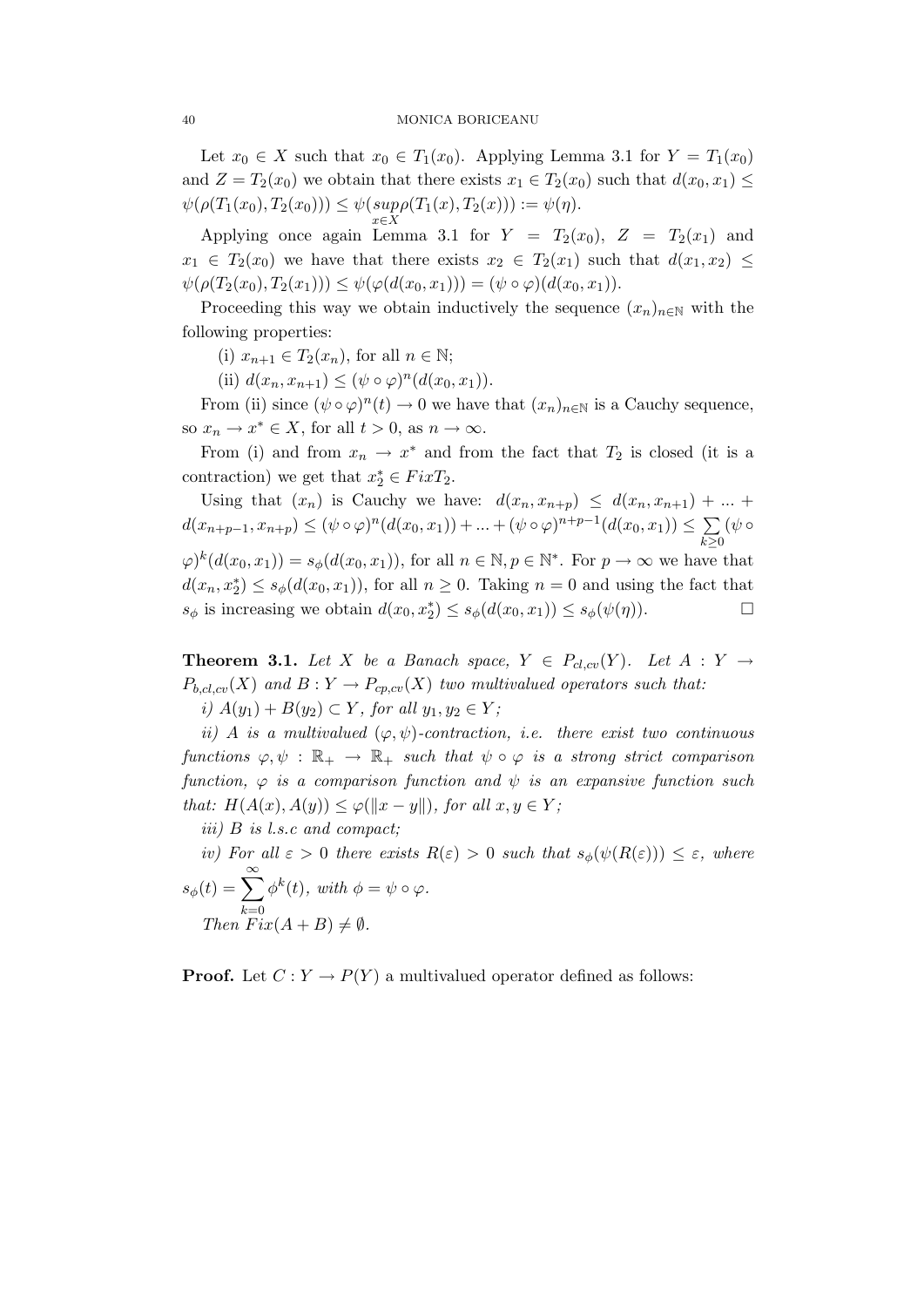Let $x_0 \in X$ such that $x_0 \in T_1(x_0)$. Applying Lemma 3.1 for $Y = T_1(x_0)$ and $Z = T_2(x_0)$ we obtain that there exists $x_1 \in T_2(x_0)$ such that $d(x_0, x_1) \leq \psi(\rho(T_1(x_0), T_2(x_0))) \leq \psi(\sup_{x \in X} \rho(T_1(x), T_2(x))) := \psi(\eta)$.

Applying once again Lemma 3.1 for $Y = T_2(x_0)$, $Z = T_2(x_1)$ and $x_1 \in T_2(x_0)$ we have that there exists $x_2 \in T_2(x_1)$ such that $d(x_1, x_2) \leq \psi(\rho(T_2(x_0), T_2(x_1))) \leq \psi(\varphi(d(x_0, x_1))) = (\psi \circ \varphi)(d(x_0, x_1))$.

Proceeding this way we obtain inductively the sequence $(x_n)_{n \in \mathbb{N}}$ with the following properties:

(i) $x_{n+1} \in T_2(x_n)$, for all $n \in \mathbb{N}$;

(ii) $d(x_n, x_{n+1}) \leq (\psi \circ \varphi)^n(d(x_0, x_1))$.

From (ii) since $(\psi \circ \varphi)^n(t) \to 0$ we have that $(x_n)_{n \in \mathbb{N}}$ is a Cauchy sequence, so $x_n \to x^* \in X$, for all $t > 0$, as $n \to \infty$.

From (i) and from $x_n \to x^*$ and from the fact that $T_2$ is closed (it is a contraction) we get that $x_2^* \in FixT_2$.

Using that $(x_n)$ is Cauchy we have: $d(x_n, x_{n+p}) \leq d(x_n, x_{n+1}) + ... + d(x_{n+p-1}, x_{n+p}) \leq (\psi \circ \varphi)^n(d(x_0, x_1)) + ... + (\psi \circ \varphi)^{n+p-1}(d(x_0, x_1)) \leq \sum_{k \geq 0} (\psi \circ \varphi)^k(d(x_0, x_1)) = s_\phi(d(x_0, x_1))$, for all $n \in \mathbb{N}, p \in \mathbb{N}^*$. For $p \to \infty$ we have that $d(x_n, x_2^*) \leq s_\phi(d(x_0, x_1))$, for all $n \geq 0$. Taking $n = 0$ and using the fact that $s_\phi$ is increasing we obtain $d(x_0, x_2^*) \leq s_\phi(d(x_0, x_1)) \leq s_\phi(\psi(\eta))$. □

**Theorem 3.1.** *Let $X$ be a Banach space, $Y \in P_{cl,cv}(Y)$. Let $A : Y \to P_{b,cl,cv}(X)$ and $B : Y \to P_{cp,cv}(X)$ two multivalued operators such that:*

*i) $A(y_1) + B(y_2) \subset Y$, for all $y_1, y_2 \in Y$;*

*ii) $A$ is a multivalued $(\varphi, \psi)$-contraction, i.e. there exist two continuous functions $\varphi, \psi : \mathbb{R}_+ \to \mathbb{R}_+$ such that $\psi \circ \varphi$ is a strong strict comparison function, $\varphi$ is a comparison function and $\psi$ is an expansive function such that: $H(A(x), A(y)) \leq \varphi(\|x - y\|)$, for all $x, y \in Y$;*

*iii) $B$ is l.s.c and compact;*

*iv) For all $\varepsilon > 0$ there exists $R(\varepsilon) > 0$ such that $s_\phi(\psi(R(\varepsilon))) \leq \varepsilon$, where $s_\phi(t) = \sum_{k=0}^{\infty} \phi^k(t)$, with $\phi = \psi \circ \varphi$.*

*Then $Fix(A + B) \neq \emptyset$.*

**Proof.** Let $C : Y \to P(Y)$ a multivalued operator defined as follows: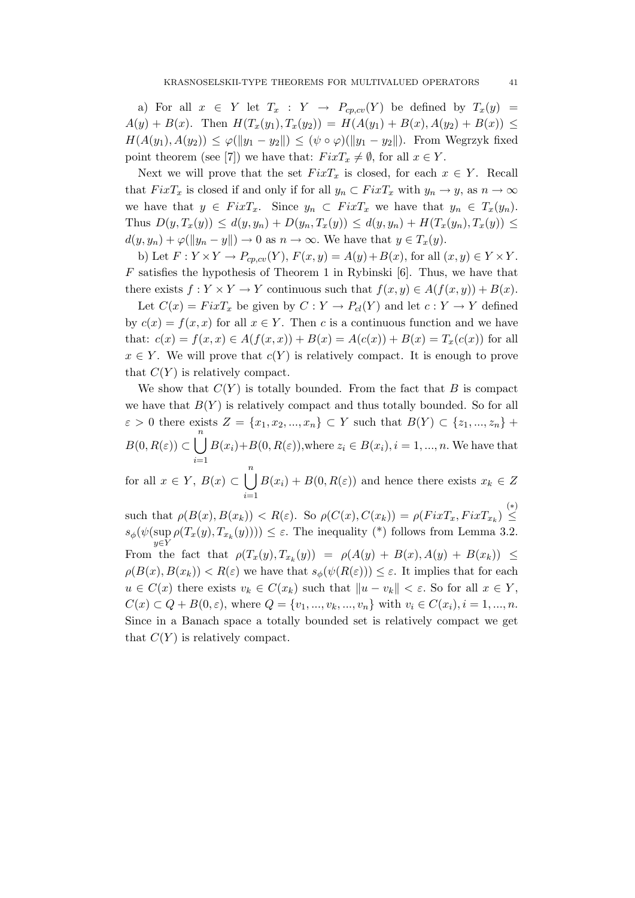a) For all $x \in Y$ let $T_x : Y \to P_{cp,cv}(Y)$ be defined by $T_x(y) = A(y) + B(x)$. Then $H(T_x(y_1), T_x(y_2)) = H(A(y_1) + B(x), A(y_2) + B(x)) \leq H(A(y_1), A(y_2)) \leq \varphi(\|y_1 - y_2\|) \leq (\psi \circ \varphi)(\|y_1 - y_2\|)$. From Wegrzyk fixed point theorem (see [7]) we have that: $FixT_x \neq \emptyset$, for all $x \in Y$.

Next we will prove that the set $FixT_x$ is closed, for each $x \in Y$. Recall that $FixT_x$ is closed if and only if for all $y_n \subset FixT_x$ with $y_n \to y$, as $n \to \infty$ we have that $y \in FixT_x$. Since $y_n \subset FixT_x$ we have that $y_n \in T_x(y_n)$. Thus $D(y, T_x(y)) \leq d(y, y_n) + D(y_n, T_x(y)) \leq d(y, y_n) + H(T_x(y_n), T_x(y)) \leq d(y, y_n) + \varphi(\|y_n - y\|) \to 0$ as $n \to \infty$. We have that $y \in T_x(y)$.

b) Let $F : Y \times Y \to P_{cp,cv}(Y)$, $F(x,y) = A(y) + B(x)$, for all $(x,y) \in Y \times Y$. $F$ satisfies the hypothesis of Theorem 1 in Rybinski [6]. Thus, we have that there exists $f : Y \times Y \to Y$ continuous such that $f(x,y) \in A(f(x,y)) + B(x)$.

Let $C(x) = FixT_x$ be given by $C : Y \to P_{cl}(Y)$ and let $c : Y \to Y$ defined by $c(x) = f(x,x)$ for all $x \in Y$. Then $c$ is a continuous function and we have that: $c(x) = f(x,x) \in A(f(x,x)) + B(x) = A(c(x)) + B(x) = T_x(c(x))$ for all $x \in Y$. We will prove that $c(Y)$ is relatively compact. It is enough to prove that $C(Y)$ is relatively compact.

We show that $C(Y)$ is totally bounded. From the fact that $B$ is compact we have that $B(Y)$ is relatively compact and thus totally bounded. So for all $\varepsilon > 0$ there exists $Z = \{x_1, x_2, ..., x_n\} \subset Y$ such that $B(Y) \subset \{z_1, ..., z_n\} + B(0, R(\varepsilon)) \subset \bigcup_{i=1}^{n} B(x_i) + B(0, R(\varepsilon))$, where $z_i \in B(x_i), i = 1, ..., n$. We have that for all $x \in Y$, $B(x) \subset \bigcup_{i=1}^{n} B(x_i) + B(0, R(\varepsilon))$ and hence there exists $x_k \in Z$ such that $\rho(B(x), B(x_k)) < R(\varepsilon)$. So $\rho(C(x), C(x_k)) = \rho(FixT_x, FixT_{x_k}) \overset{(*)}{\leq} s_\phi(\psi(\sup_{y \in Y} \rho(T_x(y), T_{x_k}(y)))) \leq \varepsilon$. The inequality (\*) follows from Lemma 3.2. From the fact that $\rho(T_x(y), T_{x_k}(y)) = \rho(A(y) + B(x), A(y) + B(x_k)) \leq \rho(B(x), B(x_k)) < R(\varepsilon)$ we have that $s_\phi(\psi(R(\varepsilon))) \leq \varepsilon$. It implies that for each $u \in C(x)$ there exists $v_k \in C(x_k)$ such that $\|u - v_k\| < \varepsilon$. So for all $x \in Y$, $C(x) \subset Q + B(0, \varepsilon)$, where $Q = \{v_1, ..., v_k, ..., v_n\}$ with $v_i \in C(x_i), i = 1, ..., n$. Since in a Banach space a totally bounded set is relatively compact we get that $C(Y)$ is relatively compact.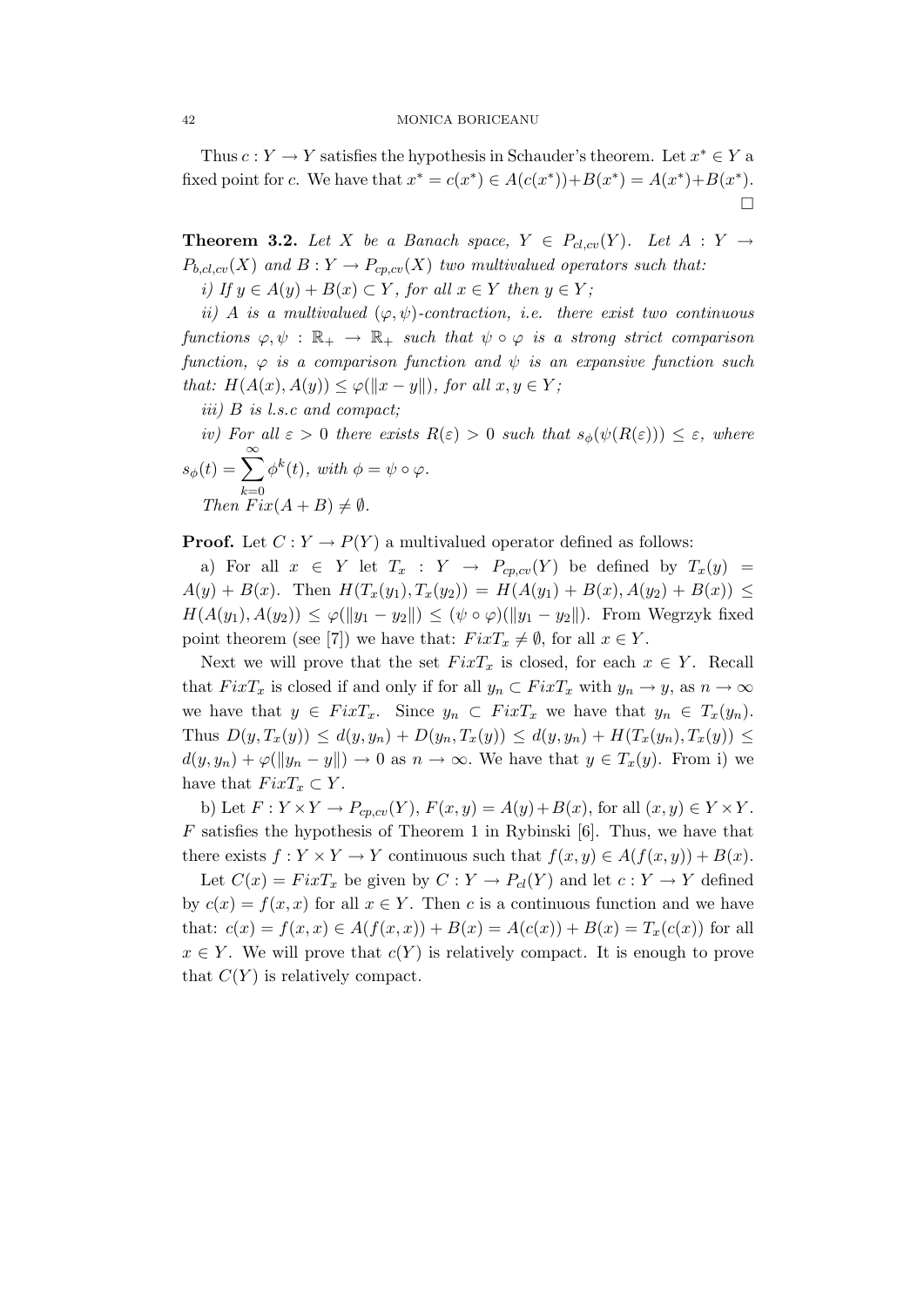Thus $c : Y \to Y$ satisfies the hypothesis in Schauder's theorem. Let $x^* \in Y$ a fixed point for $c$. We have that $x^* = c(x^*) \in A(c(x^*)) + B(x^*) = A(x^*) + B(x^*)$. □

**Theorem 3.2.** *Let $X$ be a Banach space, $Y \in P_{cl,cv}(Y)$. Let $A : Y \to P_{b,cl,cv}(X)$ and $B : Y \to P_{cp,cv}(X)$ two multivalued operators such that:*

*i) If $y \in A(y) + B(x) \subset Y$, for all $x \in Y$ then $y \in Y$;*

*ii) $A$ is a multivalued $(\varphi, \psi)$-contraction, i.e. there exist two continuous functions $\varphi, \psi : \mathbb{R}_+ \to \mathbb{R}_+$ such that $\psi \circ \varphi$ is a strong strict comparison function, $\varphi$ is a comparison function and $\psi$ is an expansive function such that: $H(A(x), A(y)) \leq \varphi(\|x - y\|)$, for all $x, y \in Y$;*

*iii) $B$ is l.s.c and compact;*

*iv) For all $\varepsilon > 0$ there exists $R(\varepsilon) > 0$ such that $s_\phi(\psi(R(\varepsilon))) \leq \varepsilon$, where $s_\phi(t) = \sum_{k=0}^{\infty} \phi^k(t)$, with $\phi = \psi \circ \varphi$.*

*Then $Fix(A + B) \neq \emptyset$.*

**Proof.** Let $C : Y \to P(Y)$ a multivalued operator defined as follows:

a) For all $x \in Y$ let $T_x : Y \to P_{cp,cv}(Y)$ be defined by $T_x(y) = A(y) + B(x)$. Then $H(T_x(y_1), T_x(y_2)) = H(A(y_1) + B(x), A(y_2) + B(x)) \leq H(A(y_1), A(y_2)) \leq \varphi(\|y_1 - y_2\|) \leq (\psi \circ \varphi)(\|y_1 - y_2\|)$. From Wegrzyk fixed point theorem (see [7]) we have that: $FixT_x \neq \emptyset$, for all $x \in Y$.

Next we will prove that the set $FixT_x$ is closed, for each $x \in Y$. Recall that $FixT_x$ is closed if and only if for all $y_n \subset FixT_x$ with $y_n \to y$, as $n \to \infty$ we have that $y \in FixT_x$. Since $y_n \subset FixT_x$ we have that $y_n \in T_x(y_n)$. Thus $D(y, T_x(y)) \leq d(y, y_n) + D(y_n, T_x(y)) \leq d(y, y_n) + H(T_x(y_n), T_x(y)) \leq d(y, y_n) + \varphi(\|y_n - y\|) \to 0$ as $n \to \infty$. We have that $y \in T_x(y)$. From i) we have that $FixT_x \subset Y$.

b) Let $F : Y \times Y \to P_{cp,cv}(Y)$, $F(x, y) = A(y) + B(x)$, for all $(x, y) \in Y \times Y$. $F$ satisfies the hypothesis of Theorem 1 in Rybinski [6]. Thus, we have that there exists $f : Y \times Y \to Y$ continuous such that $f(x, y) \in A(f(x, y)) + B(x)$.

Let $C(x) = FixT_x$ be given by $C : Y \to P_{cl}(Y)$ and let $c : Y \to Y$ defined by $c(x) = f(x, x)$ for all $x \in Y$. Then $c$ is a continuous function and we have that: $c(x) = f(x, x) \in A(f(x, x)) + B(x) = A(c(x)) + B(x) = T_x(c(x))$ for all $x \in Y$. We will prove that $c(Y)$ is relatively compact. It is enough to prove that $C(Y)$ is relatively compact.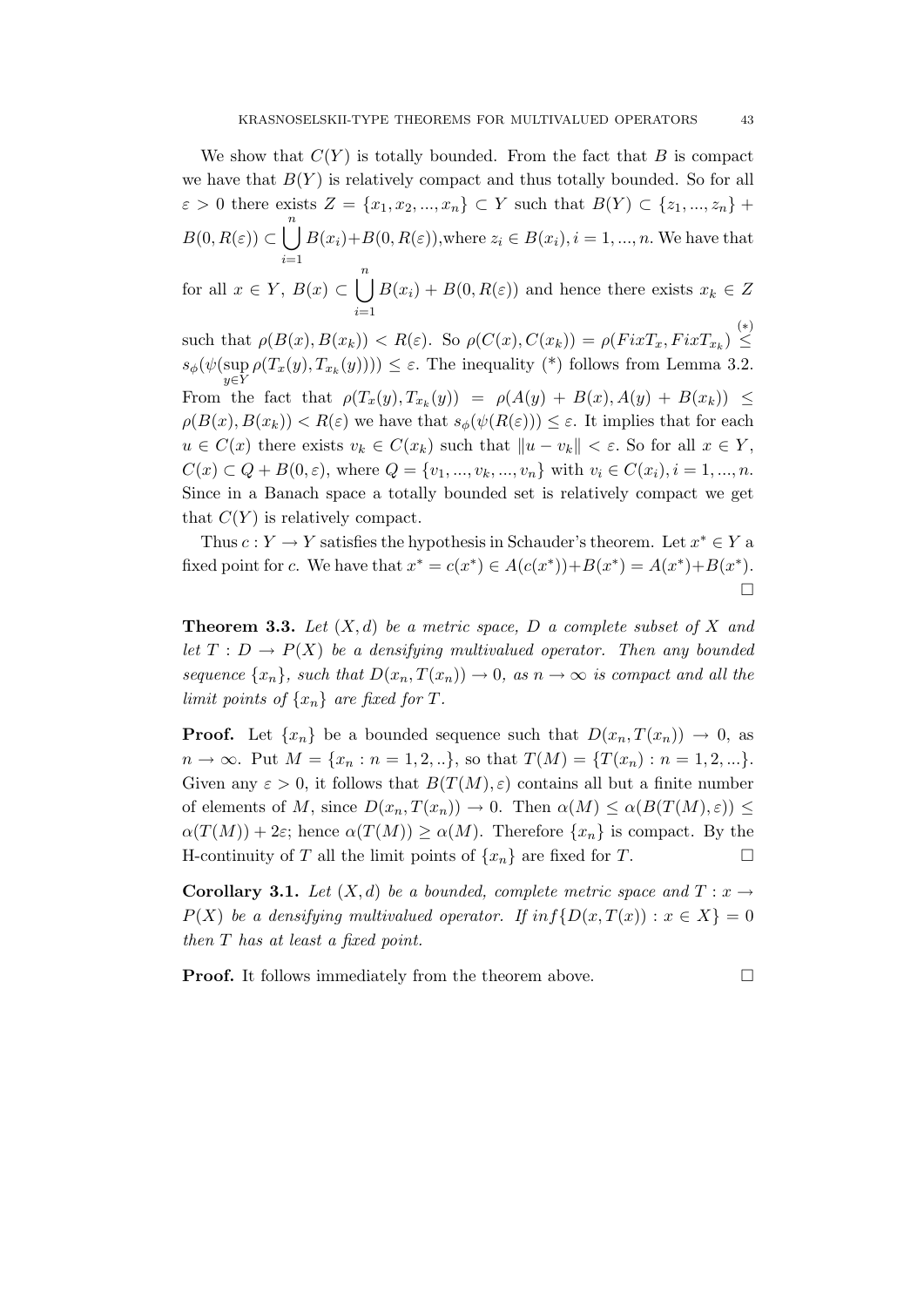We show that $C(Y)$ is totally bounded. From the fact that $B$ is compact we have that $B(Y)$ is relatively compact and thus totally bounded. So for all $\varepsilon > 0$ there exists $Z = \{x_1, x_2, ..., x_n\} \subset Y$ such that $B(Y) \subset \{z_1, ..., z_n\} + B(0, R(\varepsilon)) \subset \bigcup_{i=1}^{n} B(x_i) + B(0, R(\varepsilon))$, where $z_i \in B(x_i), i = 1, ..., n$. We have that for all $x \in Y$, $B(x) \subset \bigcup_{i=1}^{n} B(x_i) + B(0, R(\varepsilon))$ and hence there exists $x_k \in Z$ such that $\rho(B(x), B(x_k)) < R(\varepsilon)$. So $\rho(C(x), C(x_k)) = \rho(FixT_x, FixT_{x_k}) \overset{(*)}{\leq} s_\phi(\psi(\sup_{y \in Y} \rho(T_x(y), T_{x_k}(y)))) \leq \varepsilon$. The inequality (*) follows from Lemma 3.2. From the fact that $\rho(T_x(y), T_{x_k}(y)) = \rho(A(y) + B(x), A(y) + B(x_k)) \leq \rho(B(x), B(x_k)) < R(\varepsilon)$ we have that $s_\phi(\psi(R(\varepsilon))) \leq \varepsilon$. It implies that for each $u \in C(x)$ there exists $v_k \in C(x_k)$ such that $\|u - v_k\| < \varepsilon$. So for all $x \in Y$, $C(x) \subset Q + B(0, \varepsilon)$, where $Q = \{v_1, ..., v_k, ..., v_n\}$ with $v_i \in C(x_i), i = 1, ..., n$. Since in a Banach space a totally bounded set is relatively compact we get that $C(Y)$ is relatively compact.

Thus $c : Y \to Y$ satisfies the hypothesis in Schauder's theorem. Let $x^* \in Y$ a fixed point for $c$. We have that $x^* = c(x^*) \in A(c(x^*)) + B(x^*) = A(x^*) + B(x^*)$. □

**Theorem 3.3.** *Let $(X, d)$ be a metric space, $D$ a complete subset of $X$ and let $T : D \to P(X)$ be a densifying multivalued operator. Then any bounded sequence $\{x_n\}$, such that $D(x_n, T(x_n)) \to 0$, as $n \to \infty$ is compact and all the limit points of $\{x_n\}$ are fixed for $T$.*

**Proof.** Let $\{x_n\}$ be a bounded sequence such that $D(x_n, T(x_n)) \to 0$, as $n \to \infty$. Put $M = \{x_n : n = 1, 2, ..\}$, so that $T(M) = \{T(x_n) : n = 1, 2, ...\}$. Given any $\varepsilon > 0$, it follows that $B(T(M), \varepsilon)$ contains all but a finite number of elements of $M$, since $D(x_n, T(x_n)) \to 0$. Then $\alpha(M) \leq \alpha(B(T(M), \varepsilon)) \leq \alpha(T(M)) + 2\varepsilon$; hence $\alpha(T(M)) \geq \alpha(M)$. Therefore $\{x_n\}$ is compact. By the H-continuity of $T$ all the limit points of $\{x_n\}$ are fixed for $T$. □

**Corollary 3.1.** *Let $(X, d)$ be a bounded, complete metric space and $T : x \to P(X)$ be a densifying multivalued operator. If $inf\{D(x, T(x)) : x \in X\} = 0$ then $T$ has at least a fixed point.*

**Proof.** It follows immediately from the theorem above. □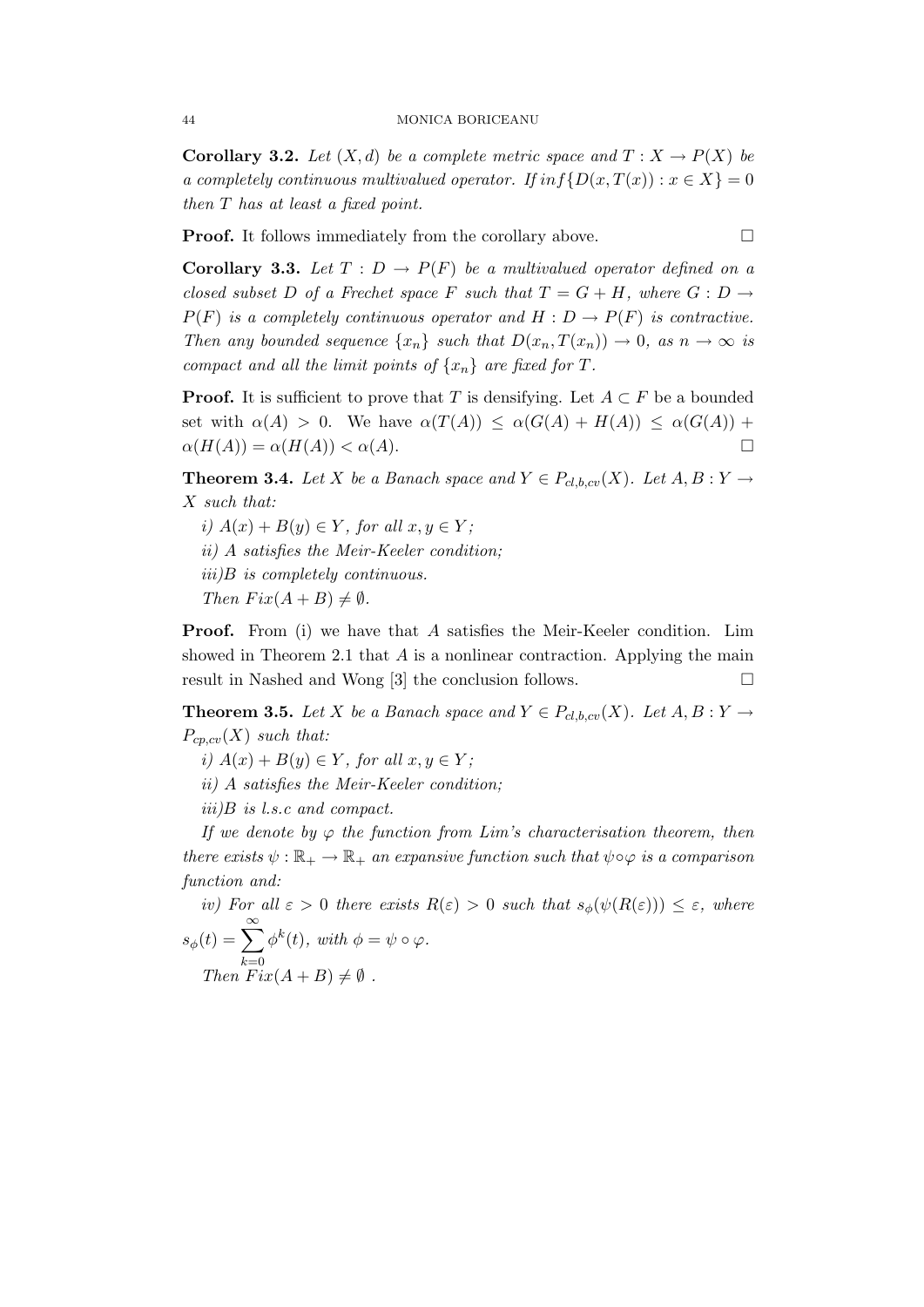**Corollary 3.2.** *Let $(X, d)$ be a complete metric space and $T : X \to P(X)$ be a completely continuous multivalued operator. If $inf\{D(x, T(x)) : x \in X\} = 0$ then $T$ has at least a fixed point.*

**Proof.** It follows immediately from the corollary above. $\square$

**Corollary 3.3.** *Let $T : D \to P(F)$ be a multivalued operator defined on a closed subset $D$ of a Frechet space $F$ such that $T = G + H$, where $G : D \to P(F)$ is a completely continuous operator and $H : D \to P(F)$ is contractive. Then any bounded sequence $\{x_n\}$ such that $D(x_n, T(x_n)) \to 0$, as $n \to \infty$ is compact and all the limit points of $\{x_n\}$ are fixed for $T$.*

**Proof.** It is sufficient to prove that $T$ is densifying. Let $A \subset F$ be a bounded set with $\alpha(A) > 0$. We have $\alpha(T(A)) \leq \alpha(G(A) + H(A)) \leq \alpha(G(A)) + \alpha(H(A)) = \alpha(H(A)) < \alpha(A)$. $\square$

**Theorem 3.4.** *Let $X$ be a Banach space and $Y \in P_{cl,b,cv}(X)$. Let $A, B : Y \to X$ such that:*

*i) $A(x) + B(y) \in Y$, for all $x, y \in Y$;*

*ii) $A$ satisfies the Meir-Keeler condition;*

*iii)$B$ is completely continuous.*

*Then $Fix(A + B) \neq \emptyset$.*

**Proof.** From (i) we have that $A$ satisfies the Meir-Keeler condition. Lim showed in Theorem 2.1 that $A$ is a nonlinear contraction. Applying the main result in Nashed and Wong [3] the conclusion follows. $\square$

**Theorem 3.5.** *Let $X$ be a Banach space and $Y \in P_{cl,b,cv}(X)$. Let $A, B : Y \to P_{cp,cv}(X)$ such that:*

*i) $A(x) + B(y) \in Y$, for all $x, y \in Y$;*

*ii) $A$ satisfies the Meir-Keeler condition;*

*iii)$B$ is l.s.c and compact.*

*If we denote by $\varphi$ the function from Lim's characterisation theorem, then there exists $\psi : \mathbb{R}_+ \to \mathbb{R}_+$ an expansive function such that $\psi \circ \varphi$ is a comparison function and:*

*iv) For all $\varepsilon > 0$ there exists $R(\varepsilon) > 0$ such that $s_\phi(\psi(R(\varepsilon))) \leq \varepsilon$, where $s_\phi(t) = \sum_{k=0}^{\infty} \phi^k(t)$, with $\phi = \psi \circ \varphi$.*

*Then $Fix(A + B) \neq \emptyset$ .*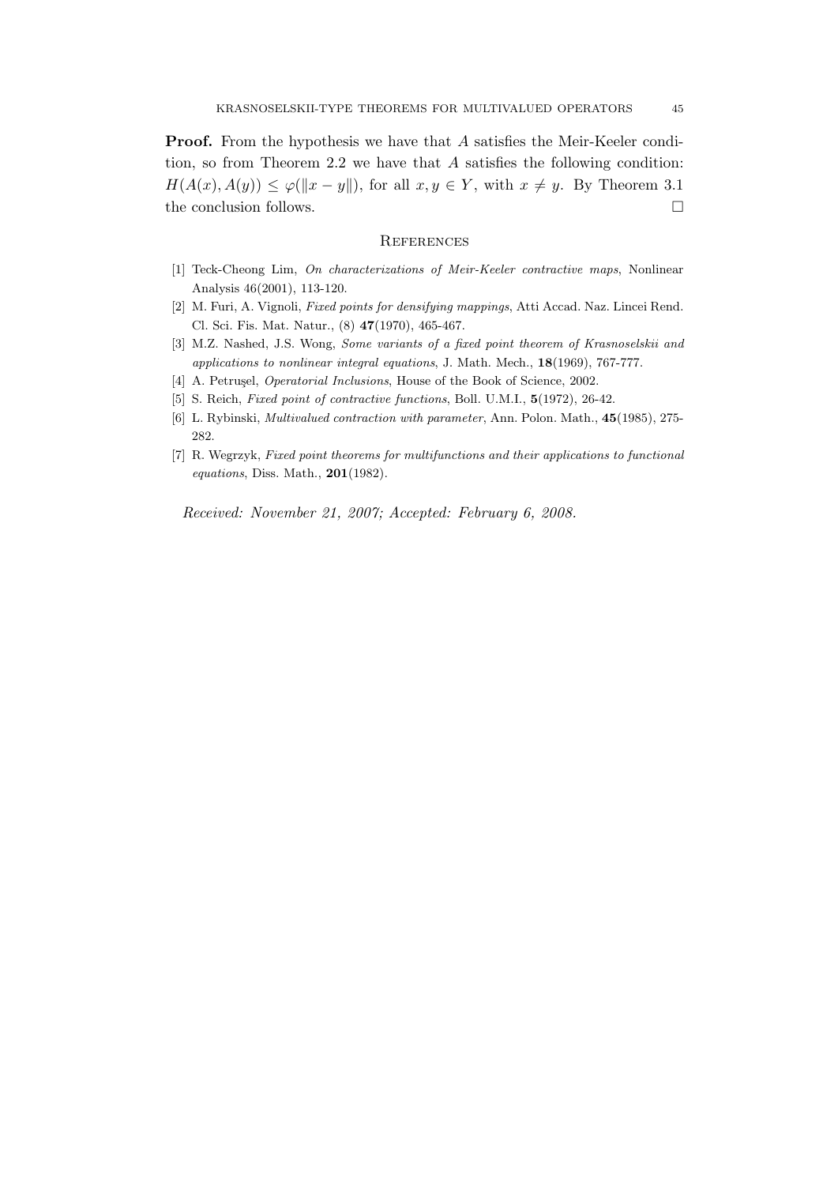**Proof.** From the hypothesis we have that $A$ satisfies the Meir-Keeler condition, so from Theorem 2.2 we have that $A$ satisfies the following condition: $H(A(x), A(y)) \leq \varphi(\|x - y\|)$, for all $x, y \in Y$, with $x \neq y$. By Theorem 3.1 the conclusion follows. $\square$

## References

[1] Teck-Cheong Lim, *On characterizations of Meir-Keeler contractive maps*, Nonlinear Analysis 46(2001), 113-120.

[2] M. Furi, A. Vignoli, *Fixed points for densifying mappings*, Atti Accad. Naz. Lincei Rend. Cl. Sci. Fis. Mat. Natur., (8) **47**(1970), 465-467.

[3] M.Z. Nashed, J.S. Wong, *Some variants of a fixed point theorem of Krasnoselskii and applications to nonlinear integral equations*, J. Math. Mech., **18**(1969), 767-777.

[4] A. Petruşel, *Operatorial Inclusions*, House of the Book of Science, 2002.

[5] S. Reich, *Fixed point of contractive functions*, Boll. U.M.I., **5**(1972), 26-42.

[6] L. Rybinski, *Multivalued contraction with parameter*, Ann. Polon. Math., **45**(1985), 275-282.

[7] R. Wegrzyk, *Fixed point theorems for multifunctions and their applications to functional equations*, Diss. Math., **201**(1982).

*Received: November 21, 2007; Accepted: February 6, 2008.*